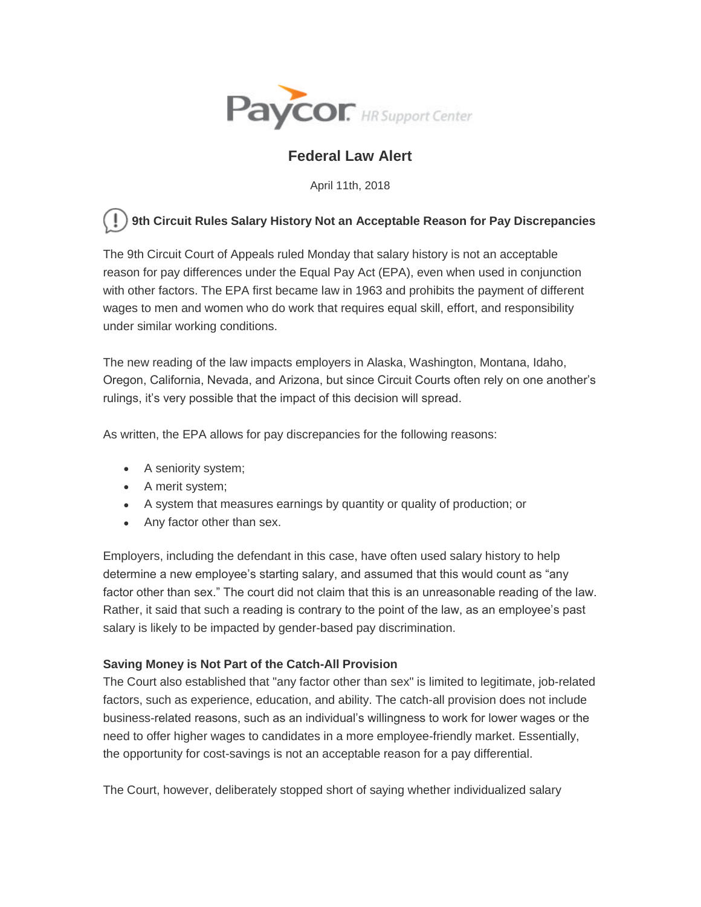Paycor HR Support Center

# Federal Law Alert

April 11th, 2018

### 9th Circuit Rules Salary History Not an Acceptable Reason for Pay Discrepancies

The 9th Circuit Court of Appeals ruled Monday that salary history is not an acceptable reason for pay differences under the Equal Pay Act (EPA), even when used in conjunction with other factors. The EPA first became law in 1963 and prohibits the payment of different wages to men and women who do work that requires equal skill, effort, and responsibility under similar working conditions.

The new reading of the law impacts employers in Alaska, Washington, Montana, Idaho, Oregon, California, Nevada, and Arizona, but since Circuit Courts often rely on one another's rulings, it's very possible that the impact of this decision will spread.

As written, the EPA allows for pay discrepancies for the following reasons:

- A seniority system;
- A merit system;
- A system that measures earnings by quantity or quality of production; or
- Any factor other than sex.

Employers, including the defendant in this case, have often used salary history to help determine a new employee's starting salary, and assumed that this would count as "any factor other than sex." The court did not claim that this is an unreasonable reading of the law. Rather, it said that such a reading is contrary to the point of the law, as an employee's past salary is likely to be impacted by gender-based pay discrimination.

**Saving Money is Not Part of the Catch-All Provision**

The Court also established that "any factor other than sex" is limited to legitimate, job-related factors, such as experience, education, and ability. The catch-all provision does not include business-related reasons, such as an individual's willingness to work for lower wages or the need to offer higher wages to candidates in a more employee-friendly market. Essentially, the opportunity for cost-savings is not an acceptable reason for a pay differential.

The Court, however, deliberately stopped short of saying whether individualized salary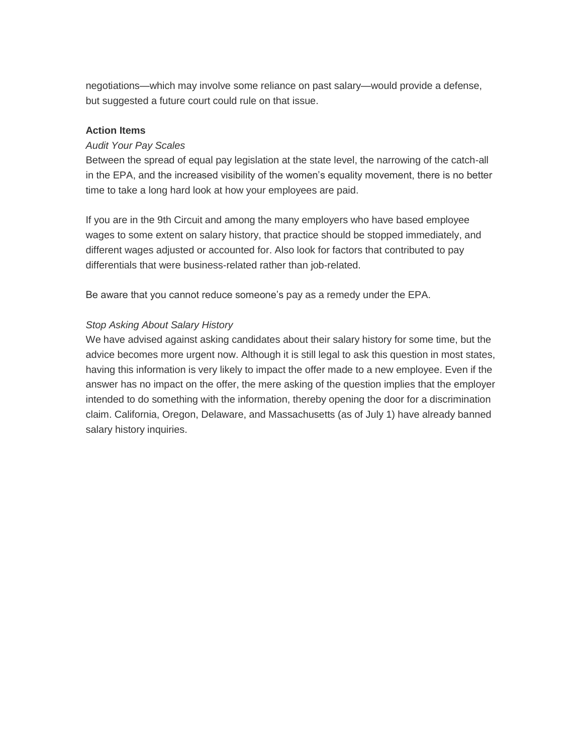negotiations—which may involve some reliance on past salary—would provide a defense, but suggested a future court could rule on that issue.

**Action Items**

*Audit Your Pay Scales*

Between the spread of equal pay legislation at the state level, the narrowing of the catch-all in the EPA, and the increased visibility of the women's equality movement, there is no better time to take a long hard look at how your employees are paid.

If you are in the 9th Circuit and among the many employers who have based employee wages to some extent on salary history, that practice should be stopped immediately, and different wages adjusted or accounted for. Also look for factors that contributed to pay differentials that were business-related rather than job-related.

Be aware that you cannot reduce someone's pay as a remedy under the EPA.

*Stop Asking About Salary History*

We have advised against asking candidates about their salary history for some time, but the advice becomes more urgent now. Although it is still legal to ask this question in most states, having this information is very likely to impact the offer made to a new employee. Even if the answer has no impact on the offer, the mere asking of the question implies that the employer intended to do something with the information, thereby opening the door for a discrimination claim. California, Oregon, Delaware, and Massachusetts (as of July 1) have already banned salary history inquiries.